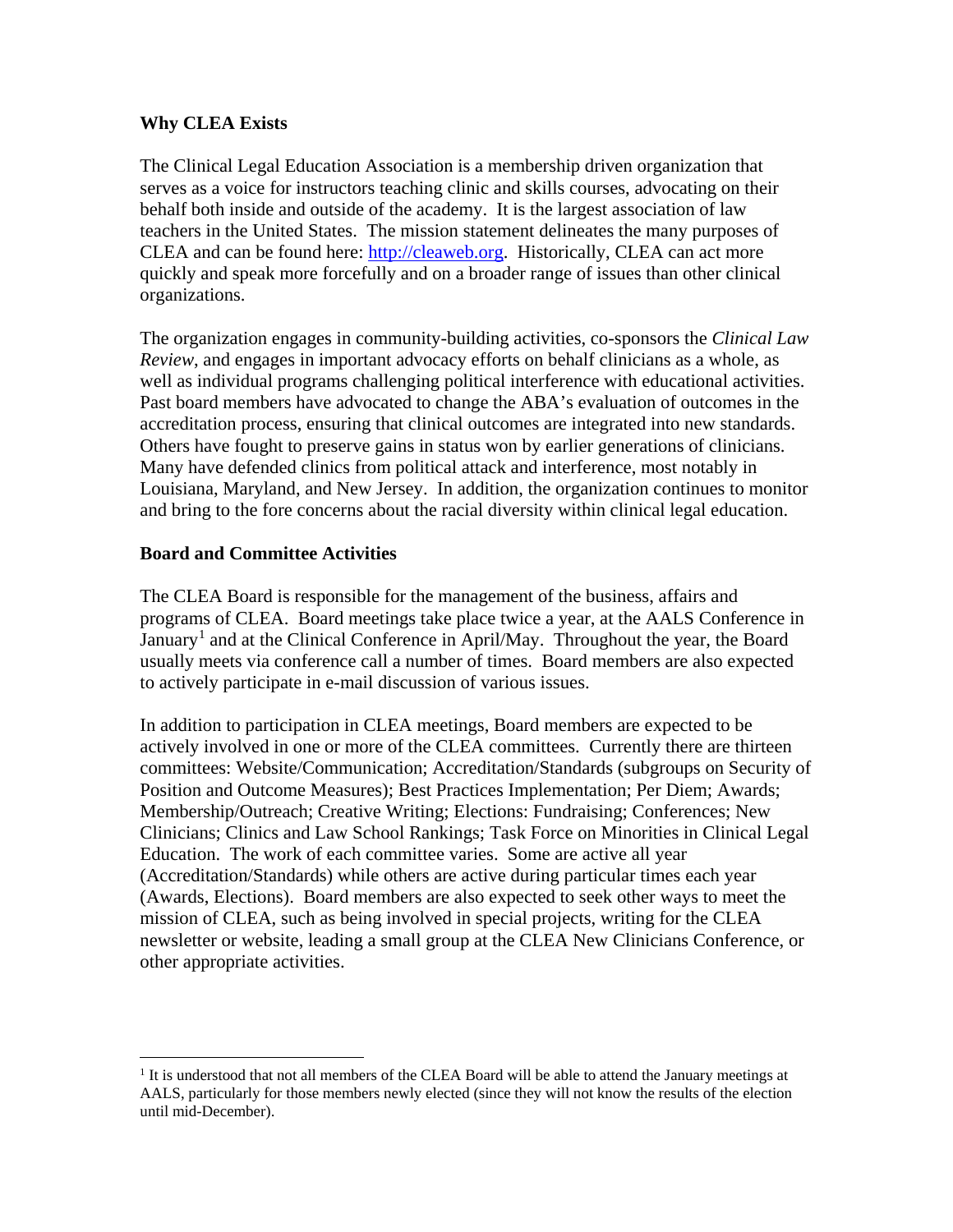**Why CLEA Exists**

The Clinical Legal Education Association is a membership driven organization that serves as a voice for instructors teaching clinic and skills courses, advocating on their behalf both inside and outside of the academy. It is the largest association of law teachers in the United States. The mission statement delineates the many purposes of CLEA and can be found here: [http://cleaweb.org](http://cleaweb.org). Historically, CLEA can act more quickly and speak more forcefully and on a broader range of issues than other clinical organizations.

The organization engages in community-building activities, co-sponsors the *Clinical Law Review*, and engages in important advocacy efforts on behalf clinicians as a whole, as well as individual programs challenging political interference with educational activities. Past board members have advocated to change the ABA's evaluation of outcomes in the accreditation process, ensuring that clinical outcomes are integrated into new standards. Others have fought to preserve gains in status won by earlier generations of clinicians. Many have defended clinics from political attack and interference, most notably in Louisiana, Maryland, and New Jersey. In addition, the organization continues to monitor and bring to the fore concerns about the racial diversity within clinical legal education.

**Board and Committee Activities**

The CLEA Board is responsible for the management of the business, affairs and programs of CLEA. Board meetings take place twice a year, at the AALS Conference in January[1] and at the Clinical Conference in April/May. Throughout the year, the Board usually meets via conference call a number of times. Board members are also expected to actively participate in e-mail discussion of various issues.

In addition to participation in CLEA meetings, Board members are expected to be actively involved in one or more of the CLEA committees. Currently there are thirteen committees: Website/Communication; Accreditation/Standards (subgroups on Security of Position and Outcome Measures); Best Practices Implementation; Per Diem; Awards; Membership/Outreach; Creative Writing; Elections: Fundraising; Conferences; New Clinicians; Clinics and Law School Rankings; Task Force on Minorities in Clinical Legal Education. The work of each committee varies. Some are active all year (Accreditation/Standards) while others are active during particular times each year (Awards, Elections). Board members are also expected to seek other ways to meet the mission of CLEA, such as being involved in special projects, writing for the CLEA newsletter or website, leading a small group at the CLEA New Clinicians Conference, or other appropriate activities.

[1] It is understood that not all members of the CLEA Board will be able to attend the January meetings at AALS, particularly for those members newly elected (since they will not know the results of the election until mid-December).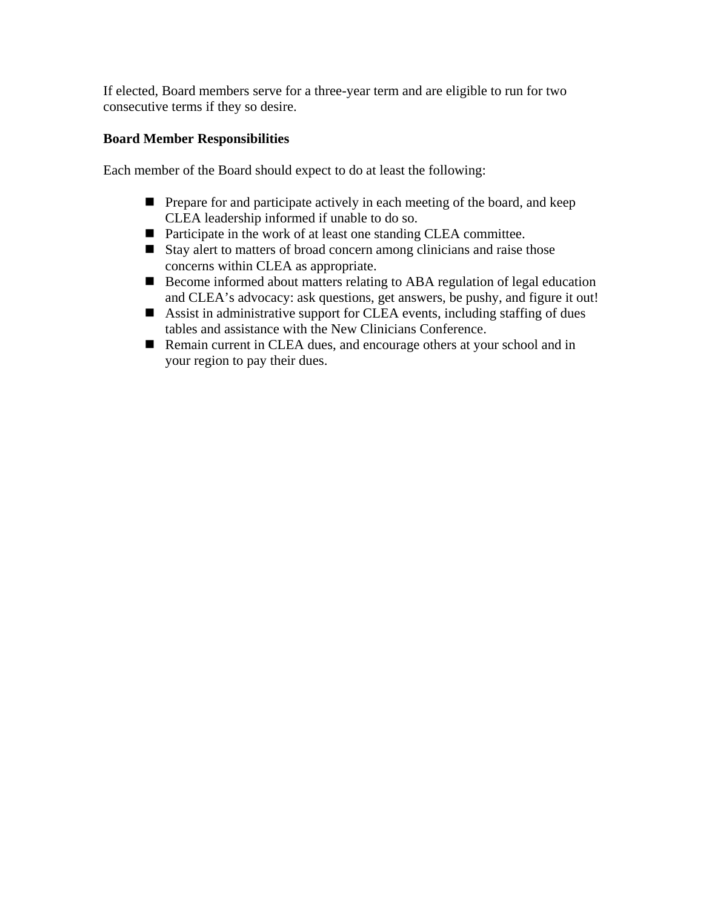If elected, Board members serve for a three-year term and are eligible to run for two consecutive terms if they so desire.

**Board Member Responsibilities**

Each member of the Board should expect to do at least the following:

- Prepare for and participate actively in each meeting of the board, and keep CLEA leadership informed if unable to do so.
- Participate in the work of at least one standing CLEA committee.
- Stay alert to matters of broad concern among clinicians and raise those concerns within CLEA as appropriate.
- Become informed about matters relating to ABA regulation of legal education and CLEA's advocacy: ask questions, get answers, be pushy, and figure it out!
- Assist in administrative support for CLEA events, including staffing of dues tables and assistance with the New Clinicians Conference.
- Remain current in CLEA dues, and encourage others at your school and in your region to pay their dues.